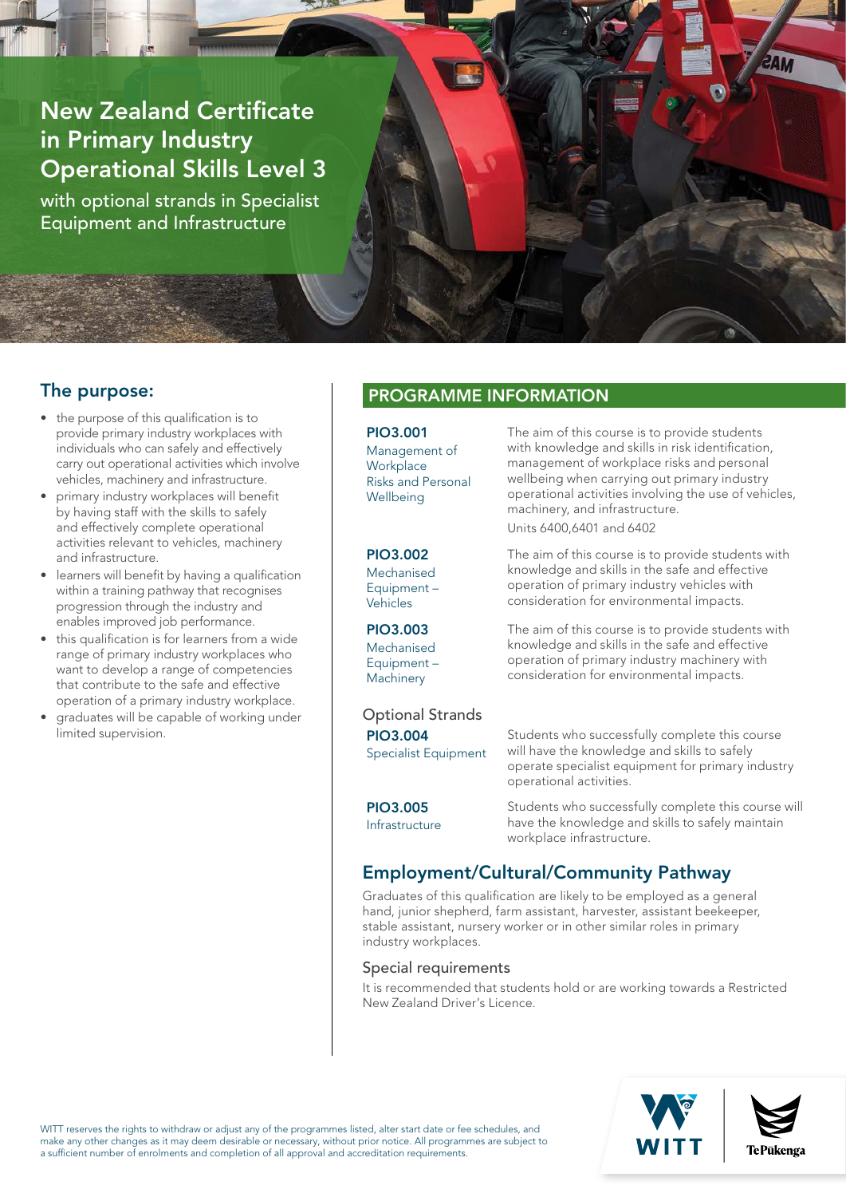# New Zealand Certificate in Primary Industry Operational Skills Level 3

with optional strands in Specialist Equipment and Infrastructure

## The purpose:

- the purpose of this qualification is to provide primary industry workplaces with individuals who can safely and effectively carry out operational activities which involve vehicles, machinery and infrastructure.
- primary industry workplaces will benefit by having staff with the skills to safely and effectively complete operational activities relevant to vehicles, machinery and infrastructure.
- learners will benefit by having a qualification within a training pathway that recognises progression through the industry and enables improved job performance.
- this qualification is for learners from a wide range of primary industry workplaces who want to develop a range of competencies that contribute to the safe and effective operation of a primary industry workplace.
- graduates will be capable of working under limited supervision.

## PROGRAMME INFORMATION

**PIO3.001**
Management of Workplace Risks and Personal Wellbeing

The aim of this course is to provide students with knowledge and skills in risk identification, management of workplace risks and personal wellbeing when carrying out primary industry operational activities involving the use of vehicles, machinery, and infrastructure.

Units 6400,6401 and 6402

**PIO3.002**
Mechanised Equipment – Vehicles

The aim of this course is to provide students with knowledge and skills in the safe and effective operation of primary industry vehicles with consideration for environmental impacts.

**PIO3.003**
Mechanised Equipment – Machinery

The aim of this course is to provide students with knowledge and skills in the safe and effective operation of primary industry machinery with consideration for environmental impacts.

### Optional Strands

**PIO3.004**
Specialist Equipment

Students who successfully complete this course will have the knowledge and skills to safely operate specialist equipment for primary industry operational activities.

**PIO3.005**
Infrastructure

Students who successfully complete this course will have the knowledge and skills to safely maintain workplace infrastructure.

## Employment/Cultural/Community Pathway

Graduates of this qualification are likely to be employed as a general hand, junior shepherd, farm assistant, harvester, assistant beekeeper, stable assistant, nursery worker or in other similar roles in primary industry workplaces.

### Special requirements

It is recommended that students hold or are working towards a Restricted New Zealand Driver's Licence.

WITT reserves the rights to withdraw or adjust any of the programmes listed, alter start date or fee schedules, and make any other changes as it may deem desirable or necessary, without prior notice. All programmes are subject to a sufficient number of enrolments and completion of all approval and accreditation requirements.

WITT | Te Pūkenga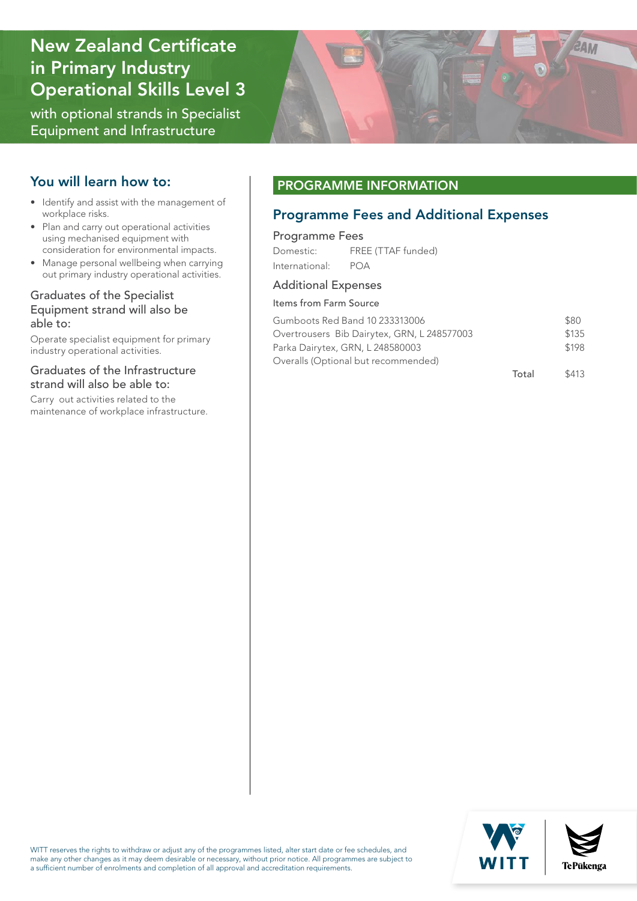# New Zealand Certificate in Primary Industry Operational Skills Level 3

with optional strands in Specialist Equipment and Infrastructure

## You will learn how to:

- Identify and assist with the management of workplace risks.
- Plan and carry out operational activities using mechanised equipment with consideration for environmental impacts.
- Manage personal wellbeing when carrying out primary industry operational activities.

### Graduates of the Specialist Equipment strand will also be able to:

Operate specialist equipment for primary industry operational activities.

### Graduates of the Infrastructure strand will also be able to:

Carry out activities related to the maintenance of workplace infrastructure.

## PROGRAMME INFORMATION

## Programme Fees and Additional Expenses

### Programme Fees

| | |
|---|---|
| Domestic: | FREE (TTAF funded) |
| International: | POA |

### Additional Expenses

Items from Farm Source

| | | |
|---|---|---|
| Gumboots Red Band 10 233313006 | | $80 |
| Overtrousers Bib Dairytex, GRN, L 248577003 | | $135 |
| Parka Dairytex, GRN, L 248580003 | | $198 |
| Overalls (Optional but recommended) | | |
| | Total | $413 |

WITT reserves the rights to withdraw or adjust any of the programmes listed, alter start date or fee schedules, and make any other changes as it may deem desirable or necessary, without prior notice. All programmes are subject to a sufficient number of enrolments and completion of all approval and accreditation requirements.

WITT | Te Pūkenga